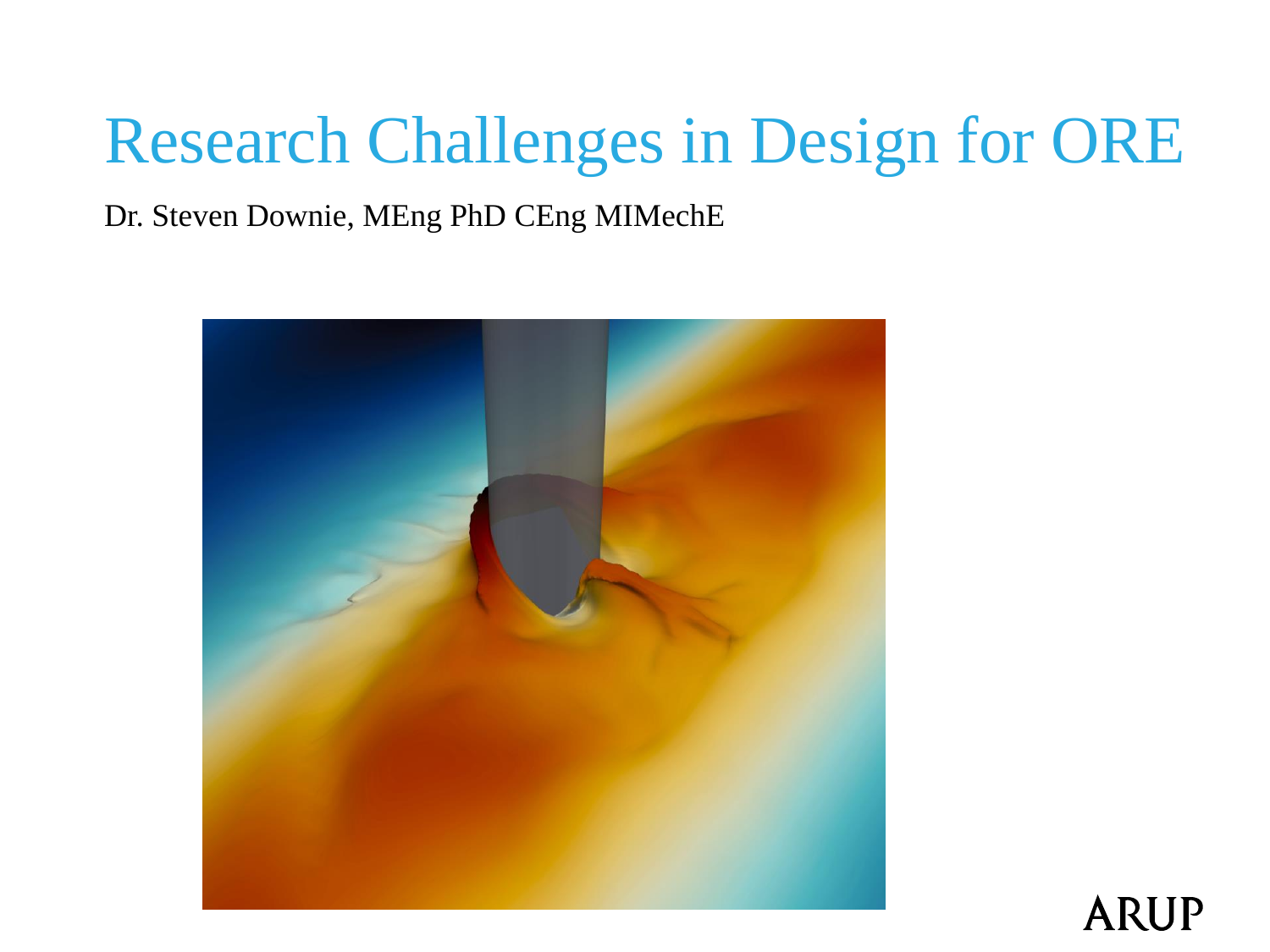# Research Challenges in Design for ORE

Dr. Steven Downie, MEng PhD CEng MIMechE

ARUP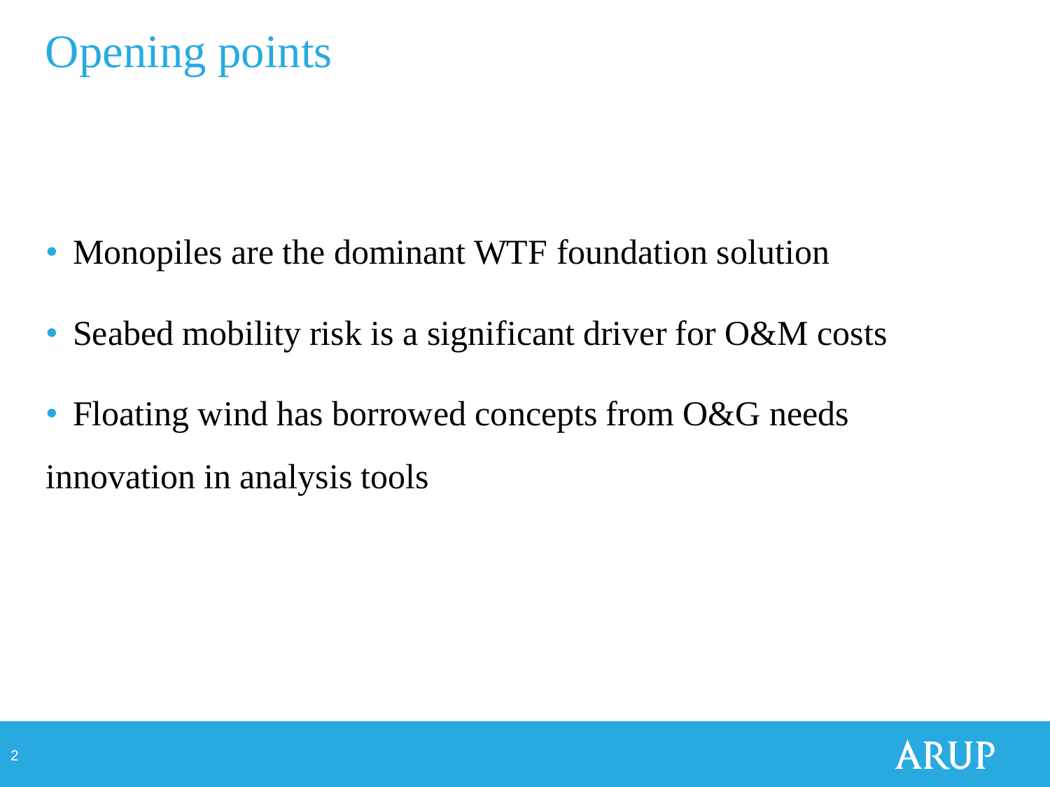# Opening points

- Monopiles are the dominant WTF foundation solution
- Seabed mobility risk is a significant driver for O&M costs
- Floating wind has borrowed concepts from O&G needs innovation in analysis tools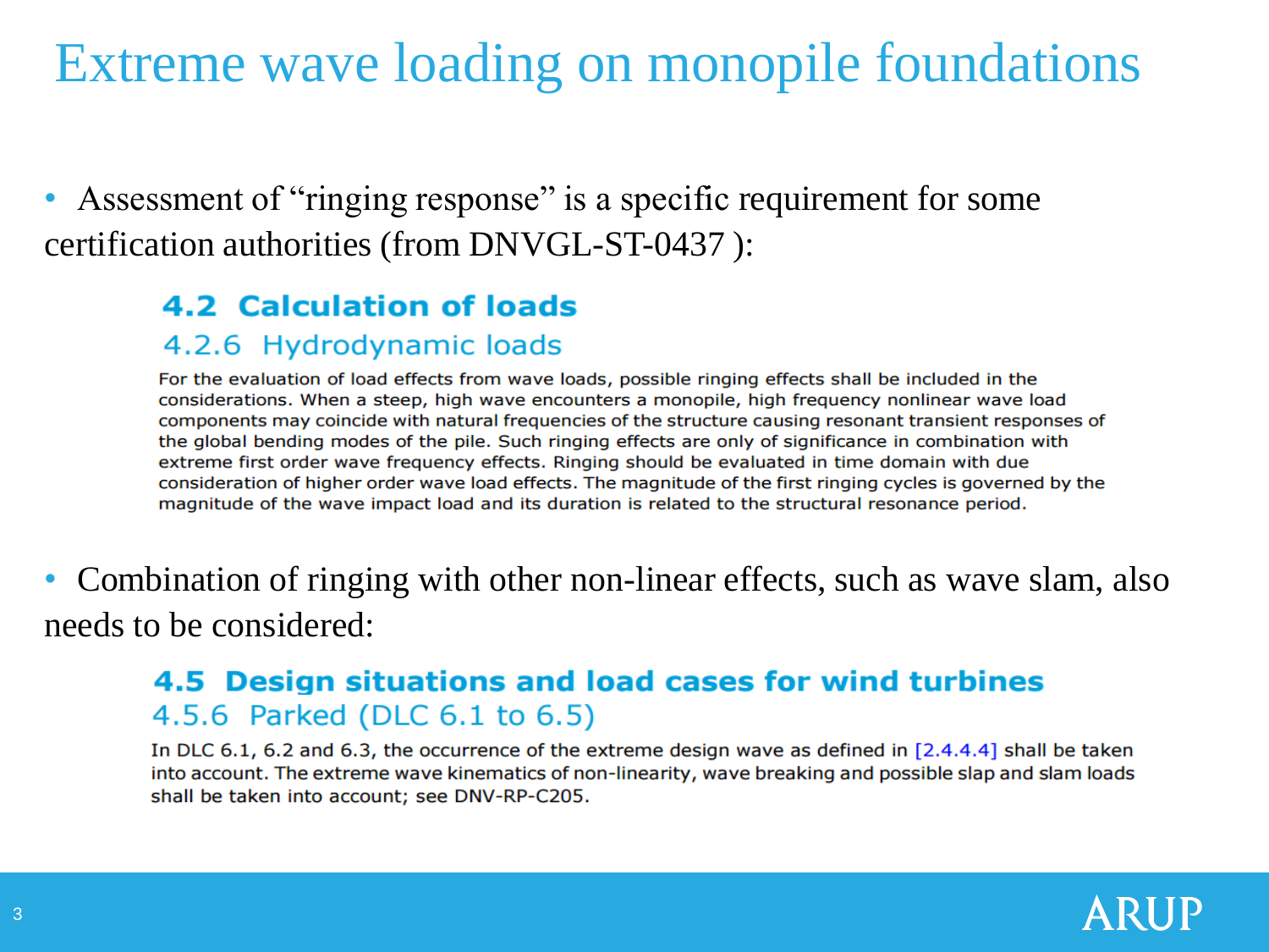# Extreme wave loading on monopile foundations

- Assessment of "ringing response" is a specific requirement for some certification authorities (from DNVGL-ST-0437 ):

### 4.2 Calculation of loads

#### 4.2.6 Hydrodynamic loads

For the evaluation of load effects from wave loads, possible ringing effects shall be included in the considerations. When a steep, high wave encounters a monopile, high frequency nonlinear wave load components may coincide with natural frequencies of the structure causing resonant transient responses of the global bending modes of the pile. Such ringing effects are only of significance in combination with extreme first order wave frequency effects. Ringing should be evaluated in time domain with due consideration of higher order wave load effects. The magnitude of the first ringing cycles is governed by the magnitude of the wave impact load and its duration is related to the structural resonance period.

- Combination of ringing with other non-linear effects, such as wave slam, also needs to be considered:

### 4.5 Design situations and load cases for wind turbines

#### 4.5.6 Parked (DLC 6.1 to 6.5)

In DLC 6.1, 6.2 and 6.3, the occurrence of the extreme design wave as defined in [2.4.4.4] shall be taken into account. The extreme wave kinematics of non-linearity, wave breaking and possible slap and slam loads shall be taken into account; see DNV-RP-C205.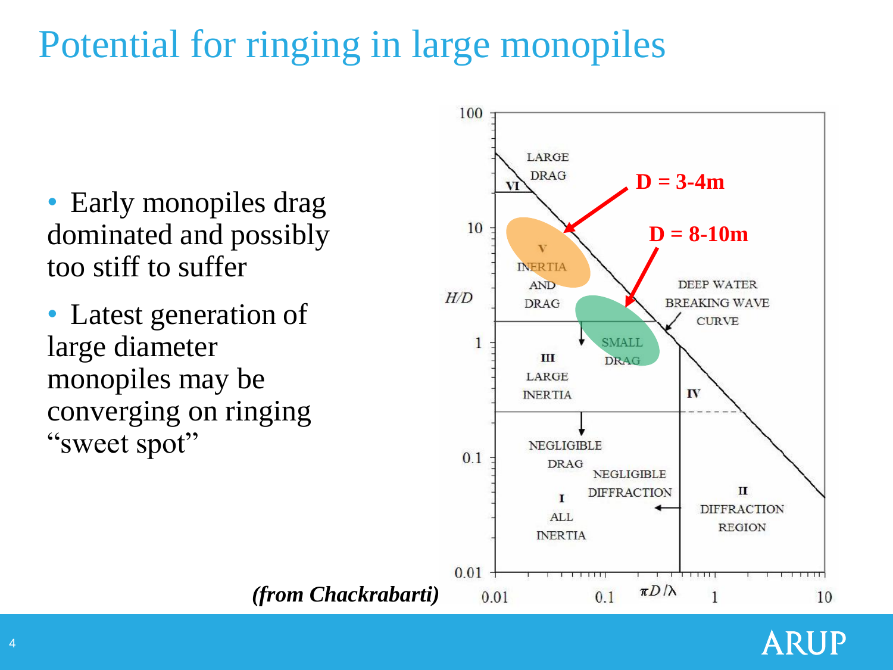# Potential for ringing in large monopiles

- Early monopiles drag dominated and possibly too stiff to suffer
- Latest generation of large diameter monopiles may be converging on ringing "sweet spot"

*(from Chackrabarti)*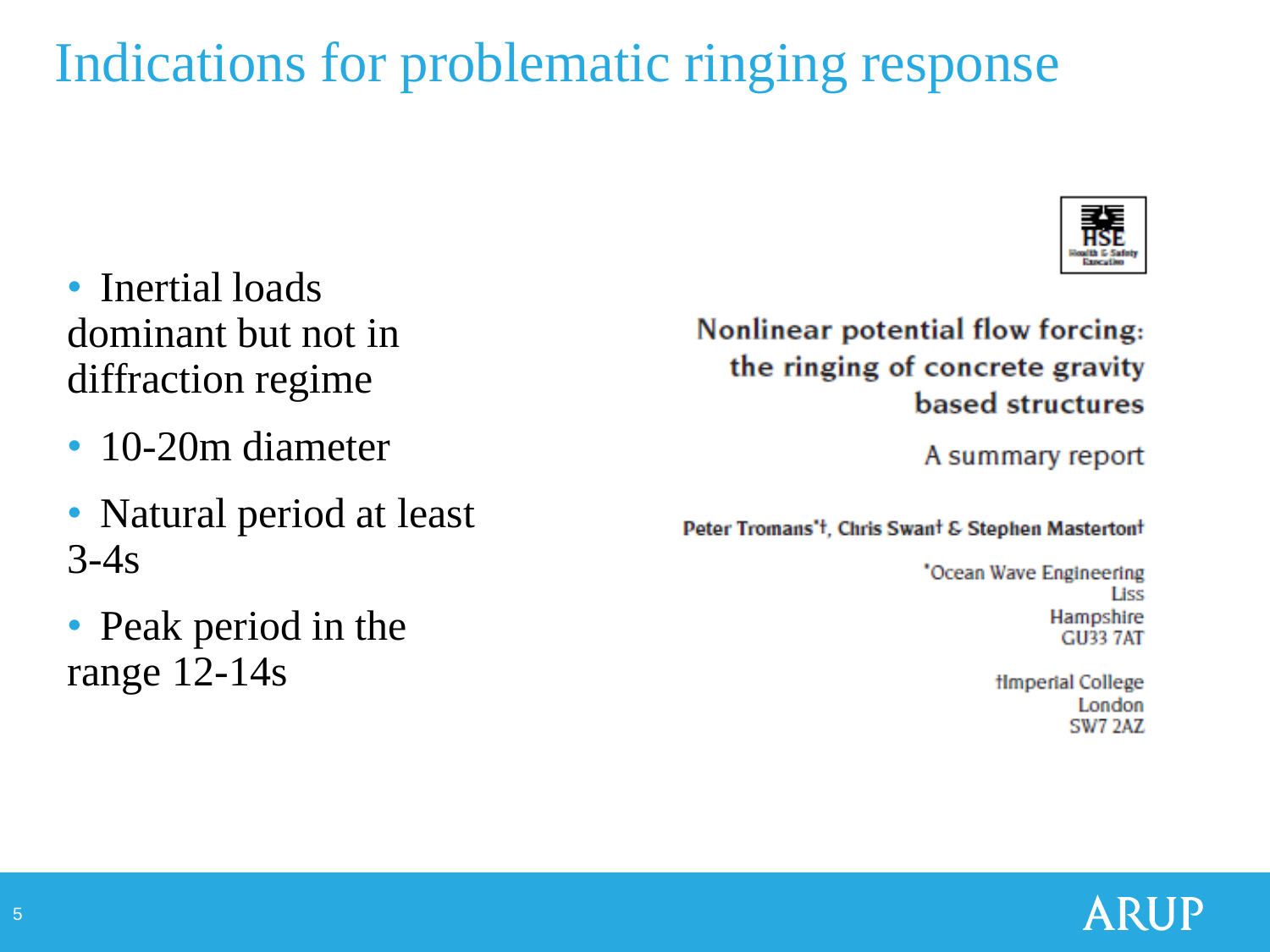# Indications for problematic ringing response

- Inertial loads dominant but not in diffraction regime
- 10-20m diameter
- Natural period at least 3-4s
- Peak period in the range 12-14s

HSE Health & Safety Executive

**Nonlinear potential flow forcing: the ringing of concrete gravity based structures**

A summary report

**Peter Tromans*†, Chris Swan† & Stephen Masterton†**

*Ocean Wave Engineering
Liss
Hampshire
GU33 7AT

†Imperial College
London
SW7 2AZ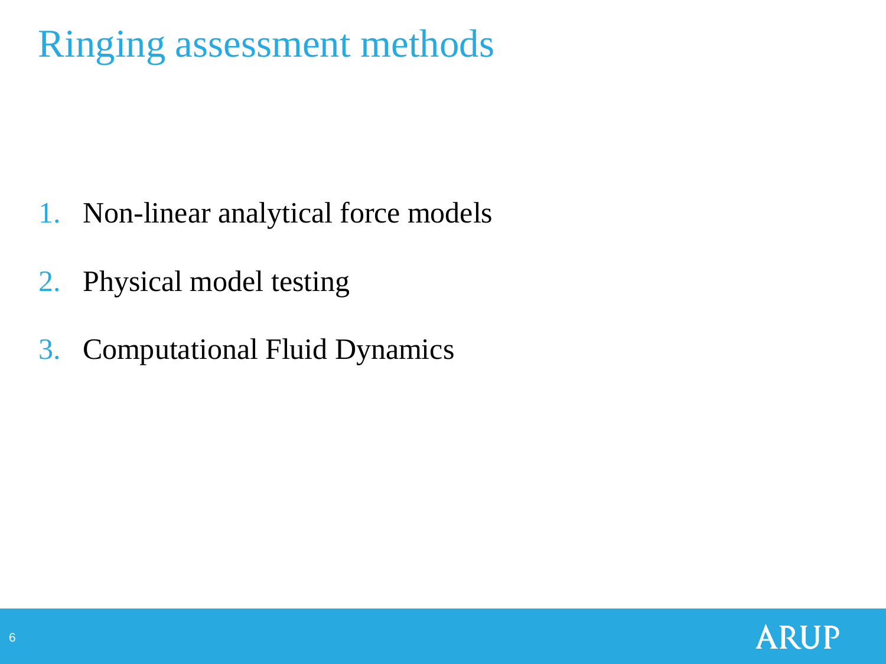# Ringing assessment methods

1. Non-linear analytical force models
2. Physical model testing
3. Computational Fluid Dynamics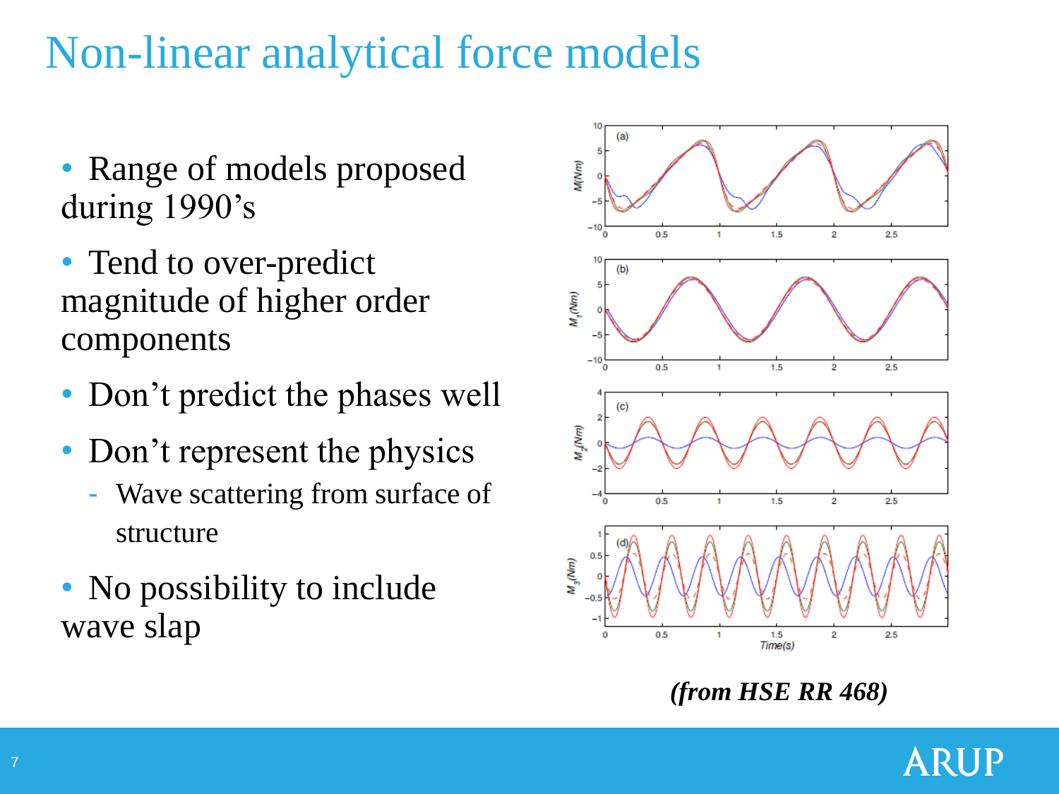# Non-linear analytical force models

- Range of models proposed during 1990's
- Tend to over-predict magnitude of higher order components
- Don't predict the phases well
- Don't represent the physics
  - Wave scattering from surface of structure
- No possibility to include wave slap

*(from HSE RR 468)*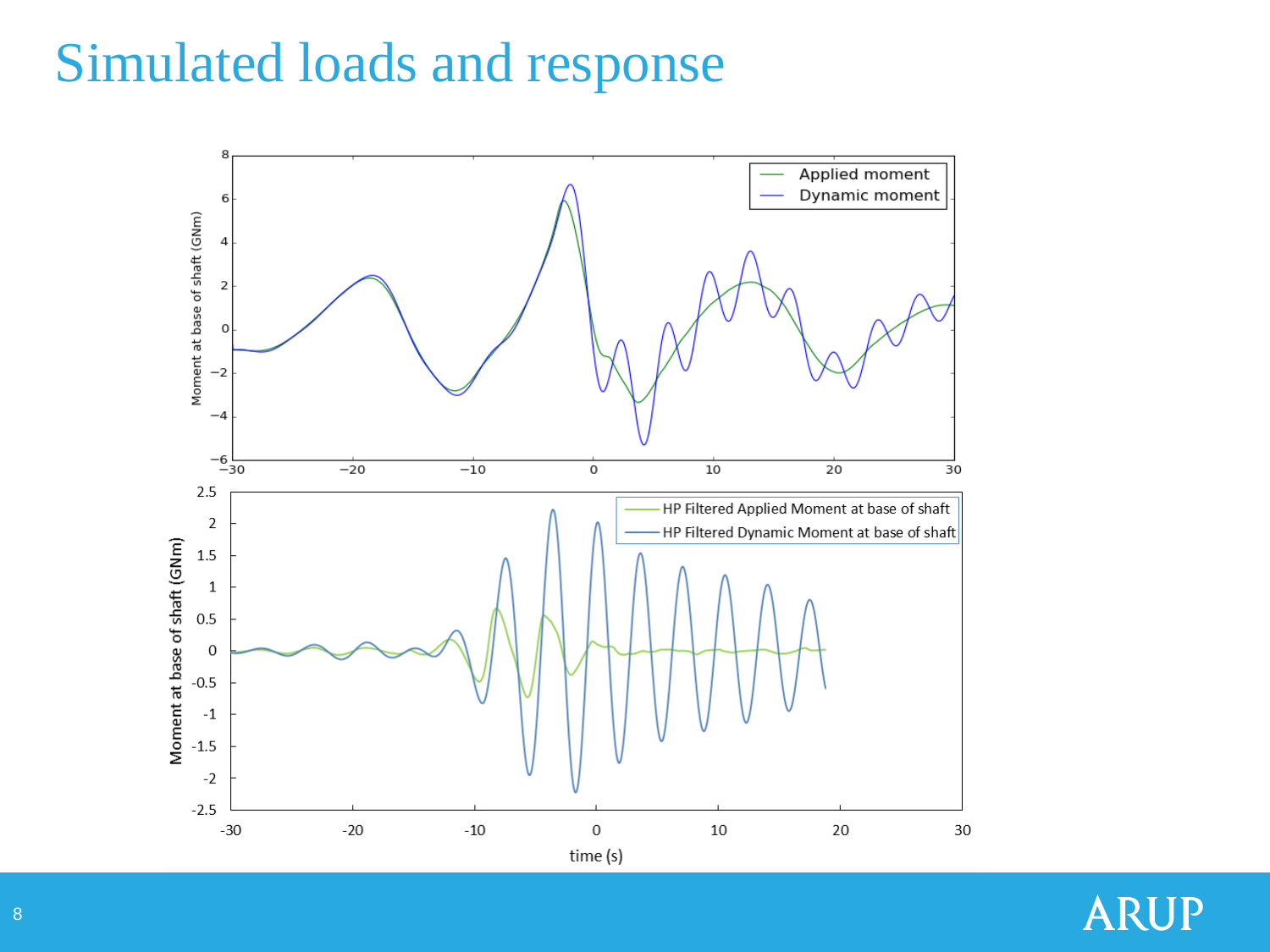# Simulated loads and response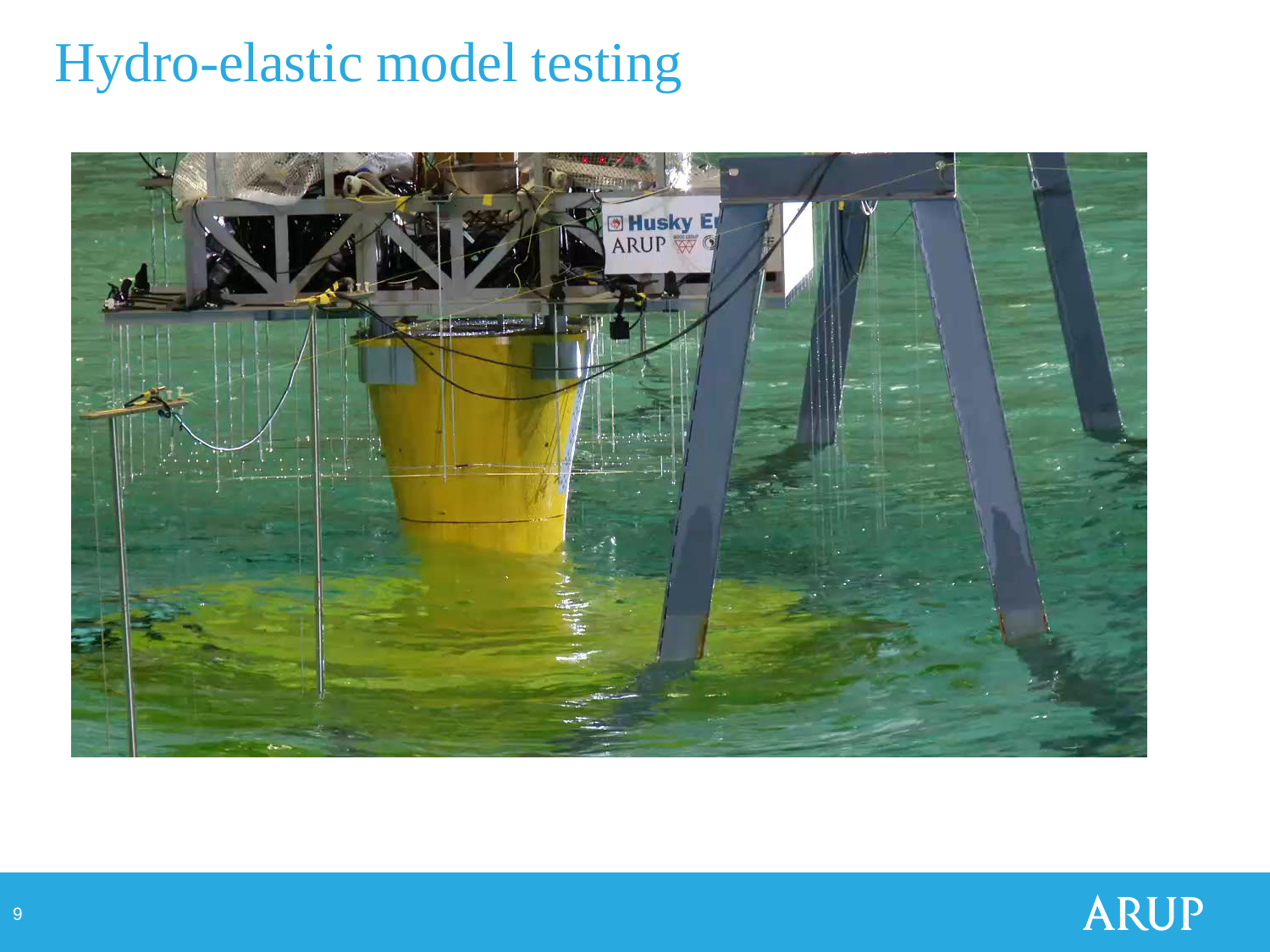# Hydro-elastic model testing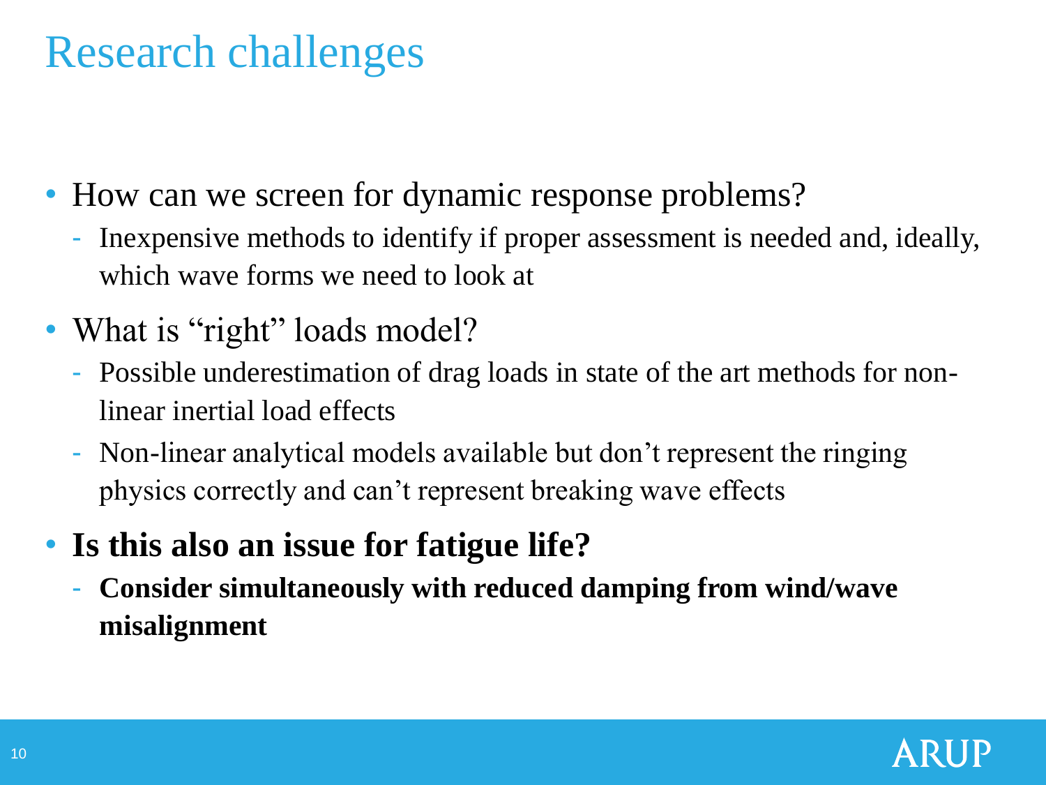# Research challenges

- How can we screen for dynamic response problems?
  - Inexpensive methods to identify if proper assessment is needed and, ideally, which wave forms we need to look at
- What is "right" loads model?
  - Possible underestimation of drag loads in state of the art methods for non-linear inertial load effects
  - Non-linear analytical models available but don't represent the ringing physics correctly and can't represent breaking wave effects
- **Is this also an issue for fatigue life?**
  - **Consider simultaneously with reduced damping from wind/wave misalignment**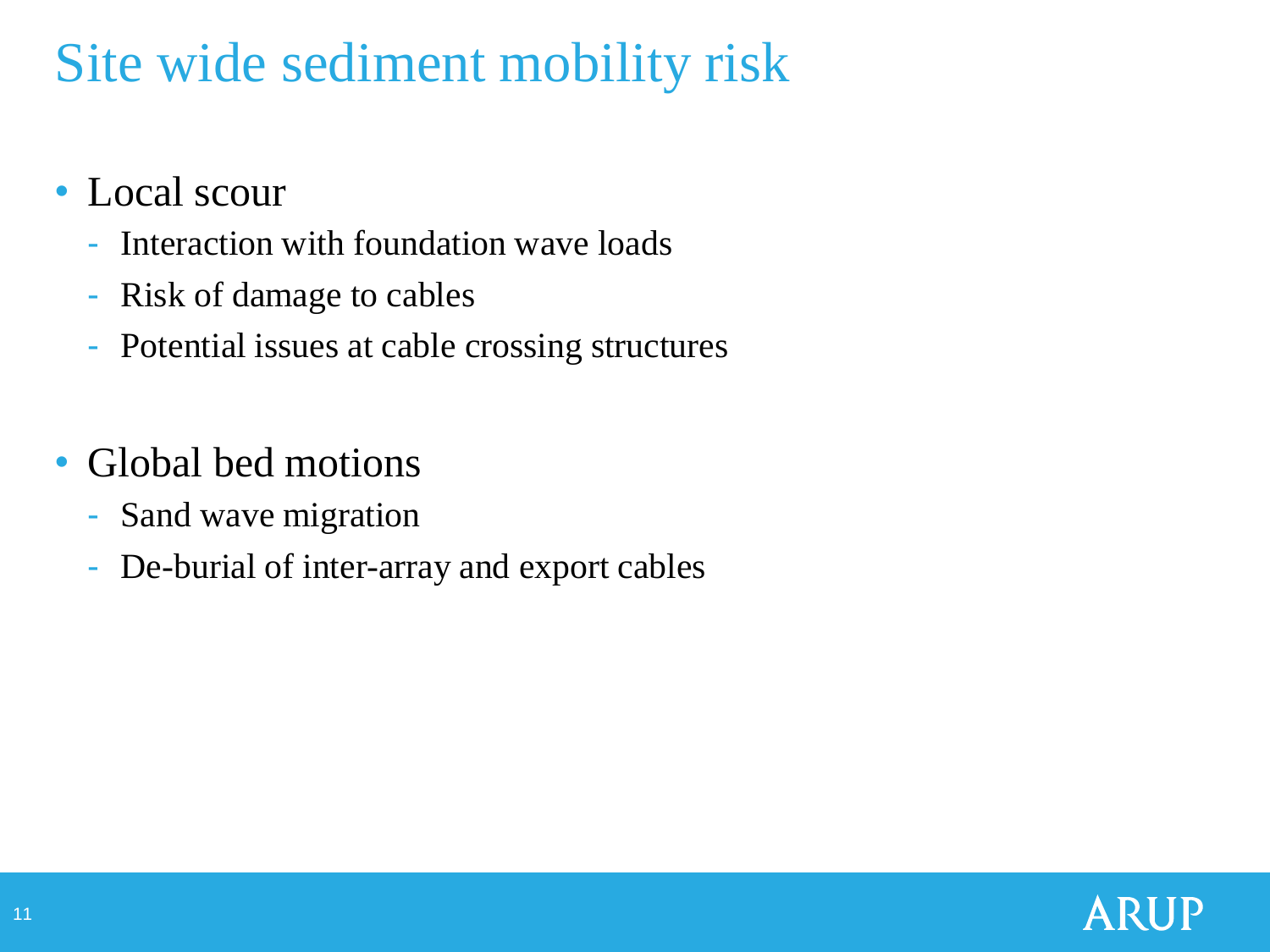# Site wide sediment mobility risk

- Local scour
  - Interaction with foundation wave loads
  - Risk of damage to cables
  - Potential issues at cable crossing structures

- Global bed motions
  - Sand wave migration
  - De-burial of inter-array and export cables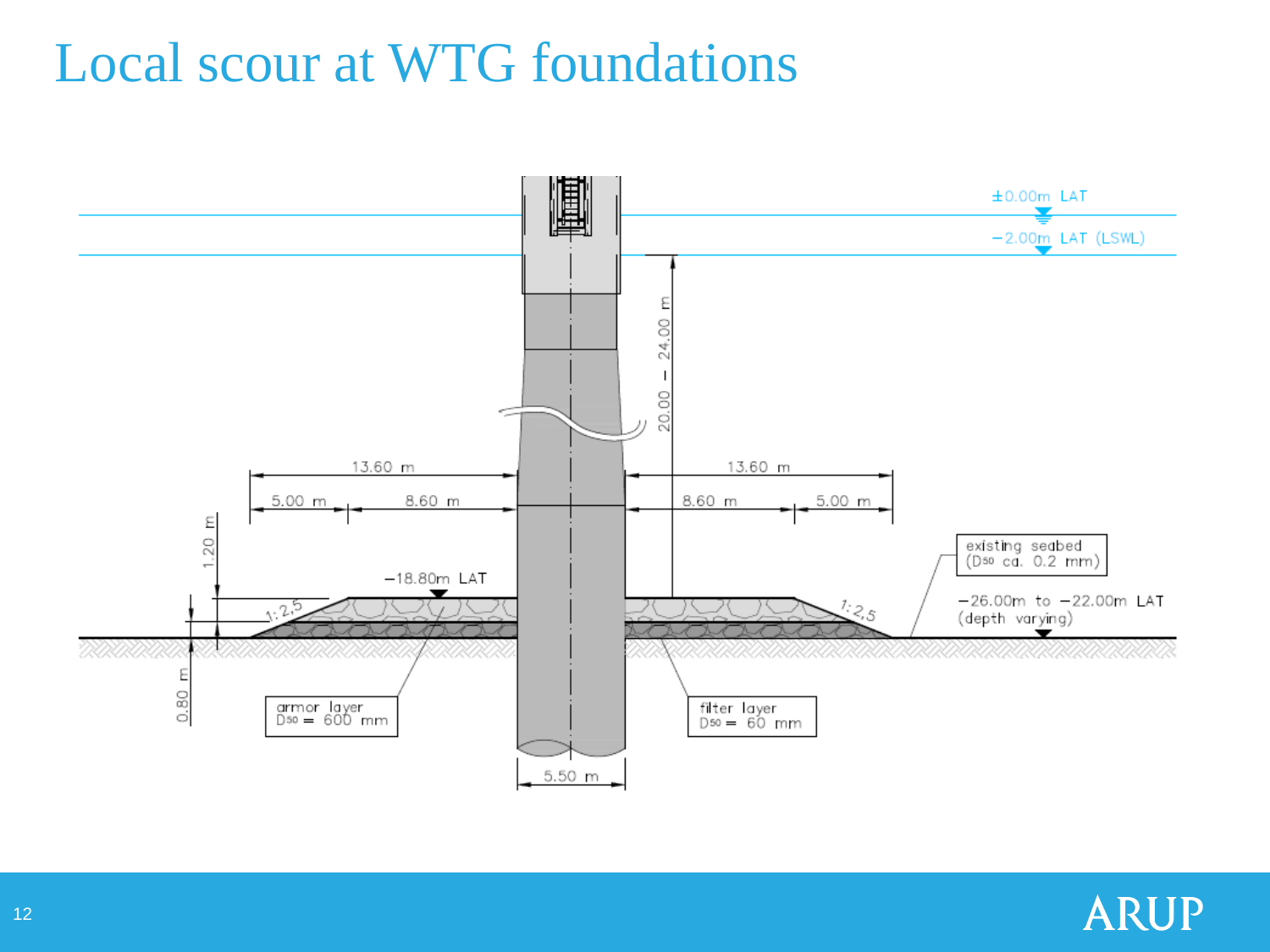# Local scour at WTG foundations

±0.00m LAT

−2.00m LAT (LSWL)

20.00 – 24.00 m

13.60 m

13.60 m

5.00 m

8.60 m

8.60 m

5.00 m

1.20 m

−18.80m LAT

1:2,5

1:2,5

existing seabed
($D_{50}$ ca. 0.2 mm)

−26.00m to −22.00m LAT
(depth varying)

0.80 m

armor layer
$D_{50}$ = 600 mm

filter layer
$D_{50}$ = 60 mm

5.50 m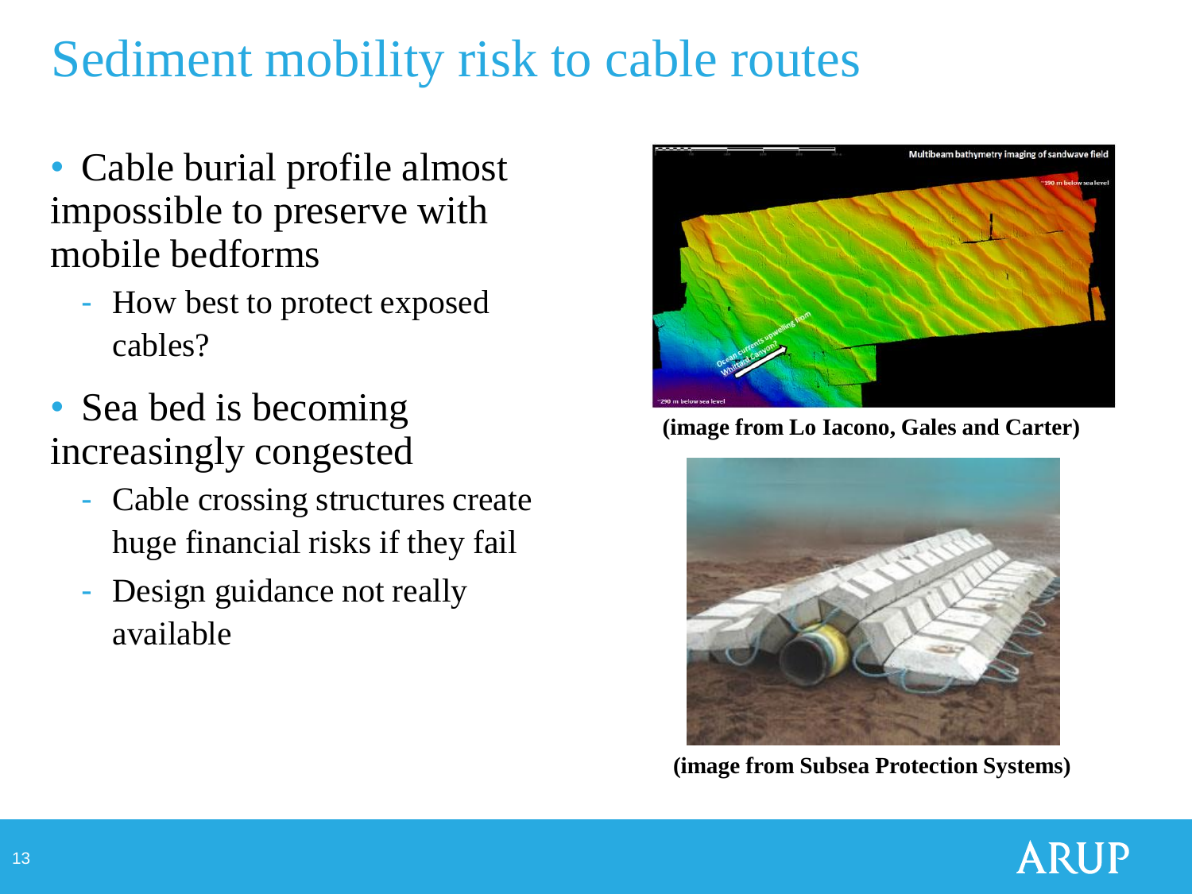# Sediment mobility risk to cable routes

- Cable burial profile almost impossible to preserve with mobile bedforms
  - How best to protect exposed cables?
- Sea bed is becoming increasingly congested
  - Cable crossing structures create huge financial risks if they fail
  - Design guidance not really available

**(image from Lo Iacono, Gales and Carter)**

**(image from Subsea Protection Systems)**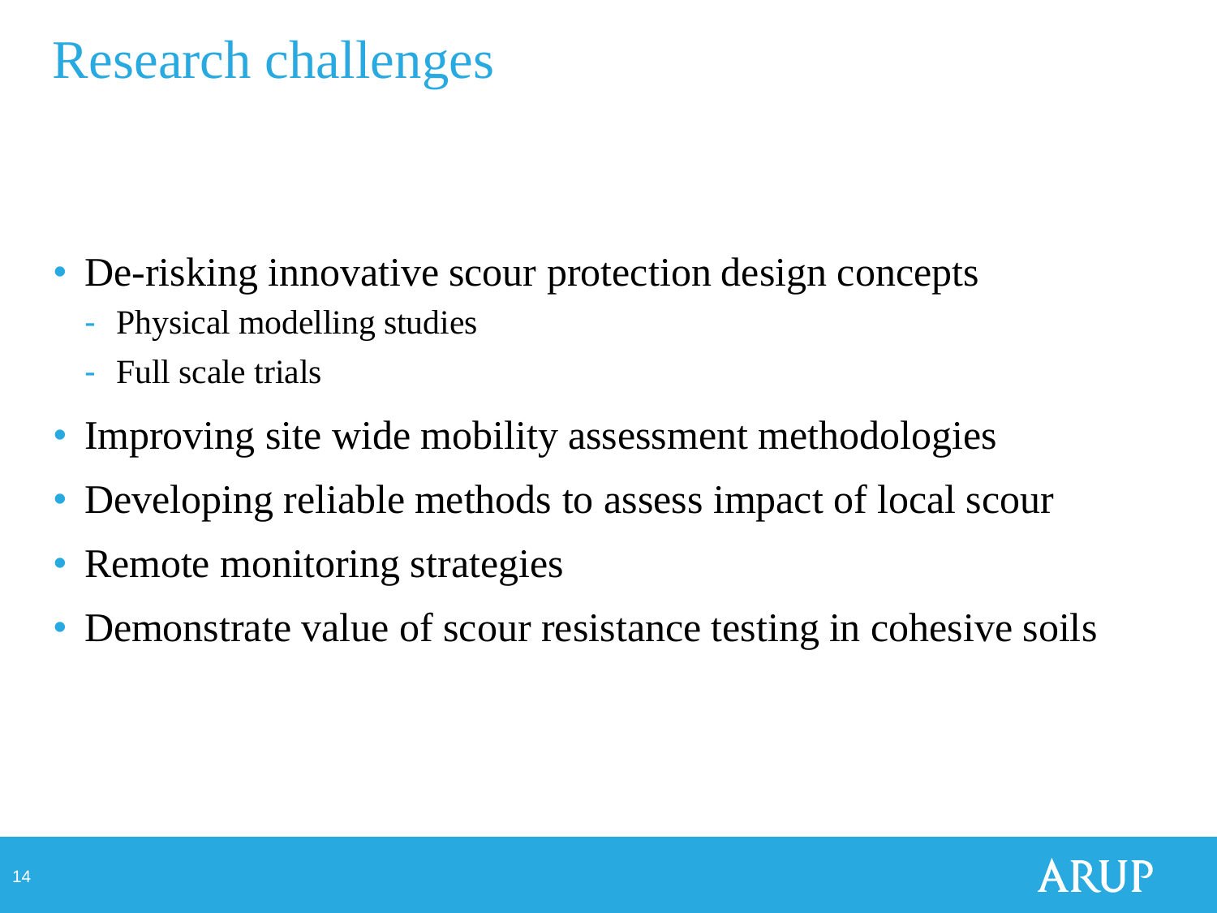# Research challenges

- De-risking innovative scour protection design concepts
  - Physical modelling studies
  - Full scale trials
- Improving site wide mobility assessment methodologies
- Developing reliable methods to assess impact of local scour
- Remote monitoring strategies
- Demonstrate value of scour resistance testing in cohesive soils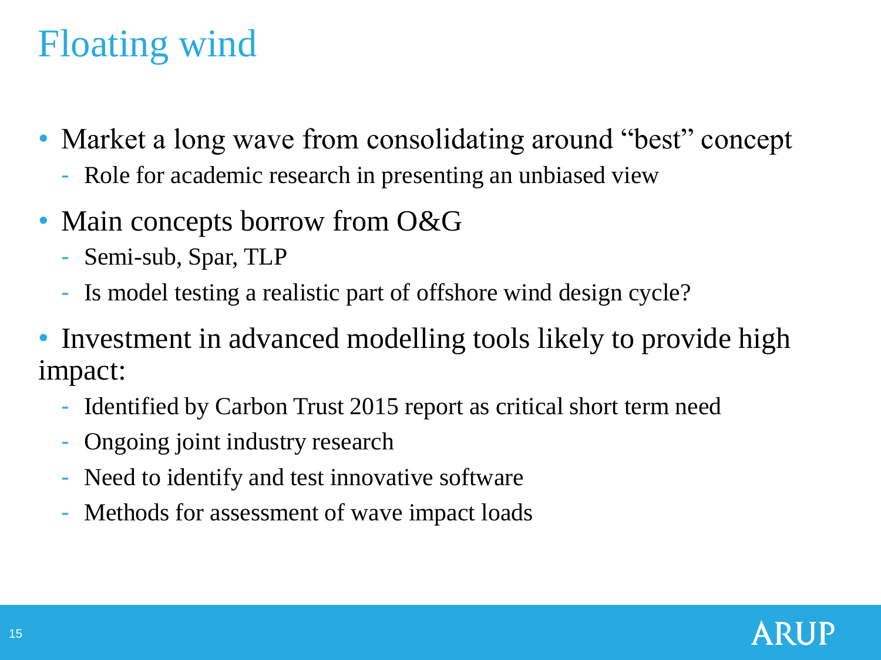# Floating wind

- Market a long wave from consolidating around “best” concept
  - Role for academic research in presenting an unbiased view
- Main concepts borrow from O&G
  - Semi-sub, Spar, TLP
  - Is model testing a realistic part of offshore wind design cycle?
- Investment in advanced modelling tools likely to provide high impact:
  - Identified by Carbon Trust 2015 report as critical short term need
  - Ongoing joint industry research
  - Need to identify and test innovative software
  - Methods for assessment of wave impact loads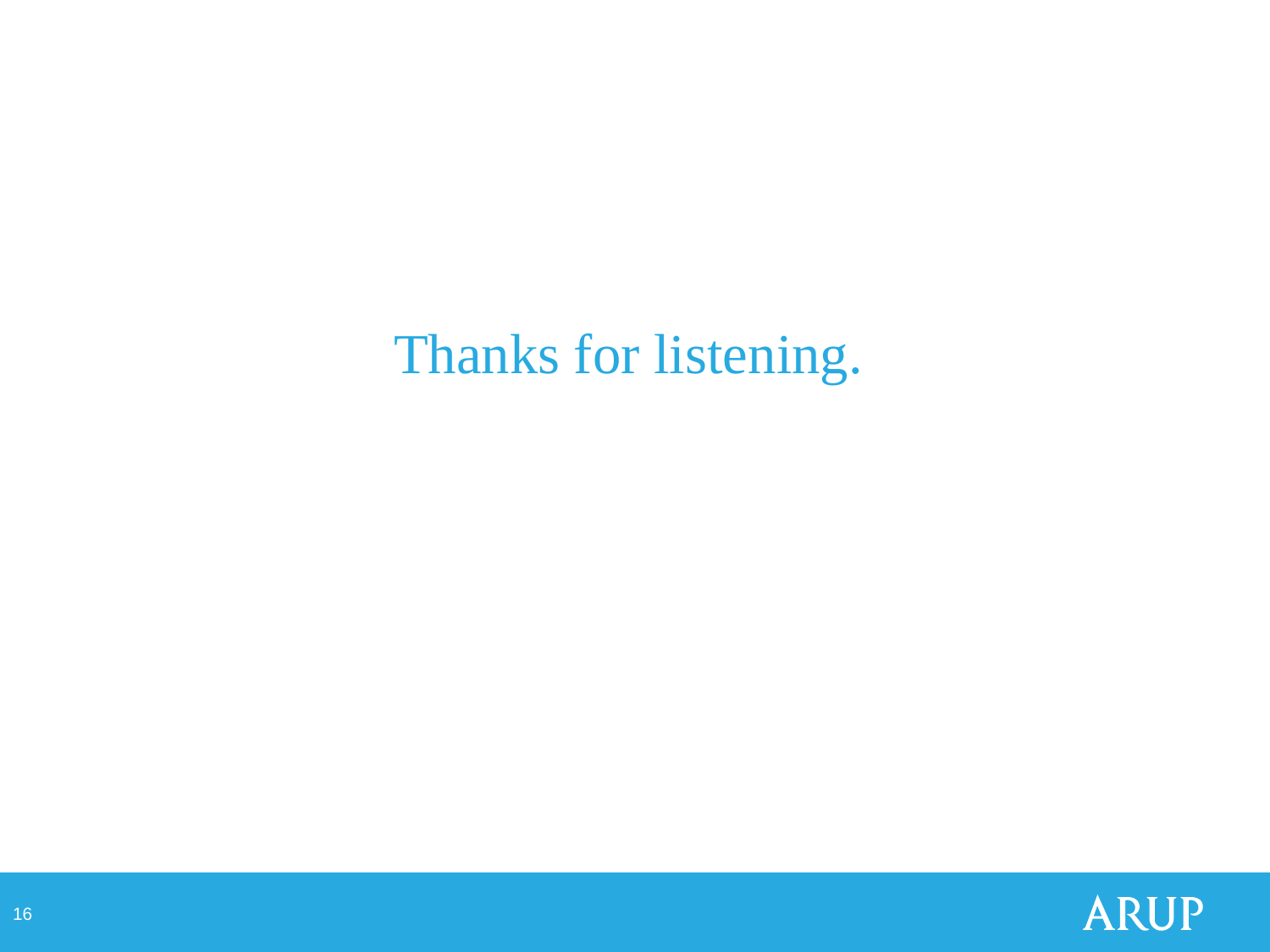Thanks for listening.